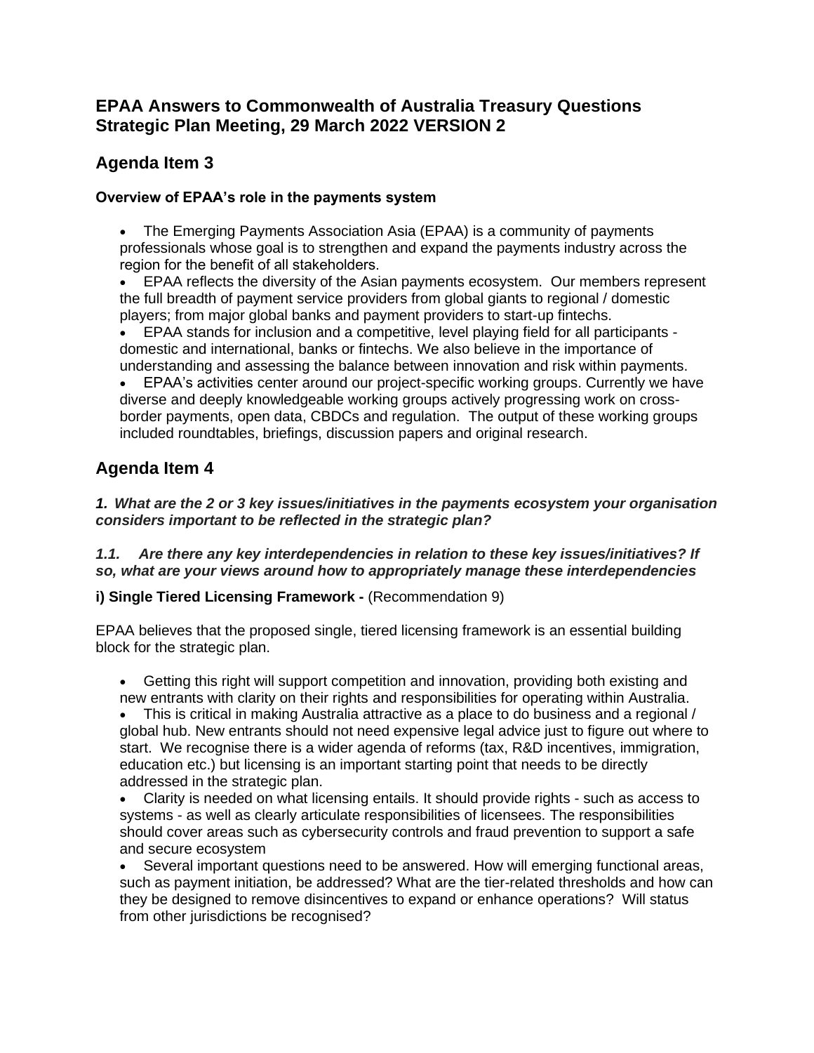## EPAA Answers to Commonwealth of Australia Treasury Questions Strategic Plan Meeting, 29 March 2022 VERSION 2

## Agenda Item 3

### Overview of EPAA's role in the payments system

- The Emerging Payments Association Asia (EPAA) is a community of payments professionals whose goal is to strengthen and expand the payments industry across the region for the benefit of all stakeholders.
- EPAA reflects the diversity of the Asian payments ecosystem. Our members represent the full breadth of payment service providers from global giants to regional / domestic players; from major global banks and payment providers to start-up fintechs.
- EPAA stands for inclusion and a competitive, level playing field for all participants - domestic and international, banks or fintechs. We also believe in the importance of understanding and assessing the balance between innovation and risk within payments.
- EPAA's activities center around our project-specific working groups. Currently we have diverse and deeply knowledgeable working groups actively progressing work on cross-border payments, open data, CBDCs and regulation. The output of these working groups included roundtables, briefings, discussion papers and original research.

## Agenda Item 4

***1. What are the 2 or 3 key issues/initiatives in the payments ecosystem your organisation considers important to be reflected in the strategic plan?***

***1.1. Are there any key interdependencies in relation to these key issues/initiatives? If so, what are your views around how to appropriately manage these interdependencies***

**i) Single Tiered Licensing Framework -** (Recommendation 9)

EPAA believes that the proposed single, tiered licensing framework is an essential building block for the strategic plan.

- Getting this right will support competition and innovation, providing both existing and new entrants with clarity on their rights and responsibilities for operating within Australia.
- This is critical in making Australia attractive as a place to do business and a regional / global hub. New entrants should not need expensive legal advice just to figure out where to start. We recognise there is a wider agenda of reforms (tax, R&D incentives, immigration, education etc.) but licensing is an important starting point that needs to be directly addressed in the strategic plan.
- Clarity is needed on what licensing entails. It should provide rights - such as access to systems - as well as clearly articulate responsibilities of licensees. The responsibilities should cover areas such as cybersecurity controls and fraud prevention to support a safe and secure ecosystem
- Several important questions need to be answered. How will emerging functional areas, such as payment initiation, be addressed? What are the tier-related thresholds and how can they be designed to remove disincentives to expand or enhance operations? Will status from other jurisdictions be recognised?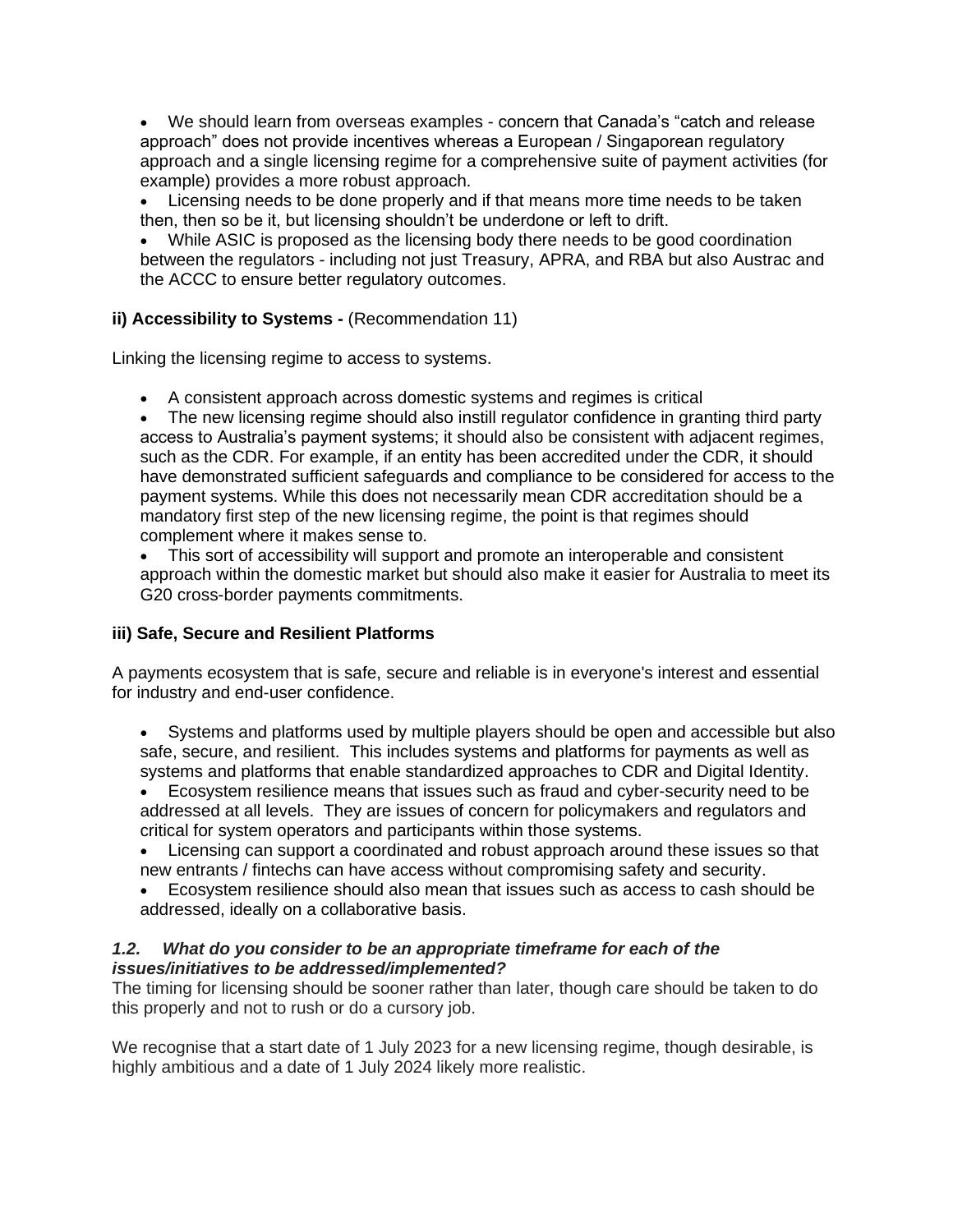- We should learn from overseas examples - concern that Canada's "catch and release approach" does not provide incentives whereas a European / Singaporean regulatory approach and a single licensing regime for a comprehensive suite of payment activities (for example) provides a more robust approach.
- Licensing needs to be done properly and if that means more time needs to be taken then, then so be it, but licensing shouldn't be underdone or left to drift.
- While ASIC is proposed as the licensing body there needs to be good coordination between the regulators - including not just Treasury, APRA, and RBA but also Austrac and the ACCC to ensure better regulatory outcomes.

**ii) Accessibility to Systems -** (Recommendation 11)

Linking the licensing regime to access to systems.

- A consistent approach across domestic systems and regimes is critical
- The new licensing regime should also instill regulator confidence in granting third party access to Australia's payment systems; it should also be consistent with adjacent regimes, such as the CDR. For example, if an entity has been accredited under the CDR, it should have demonstrated sufficient safeguards and compliance to be considered for access to the payment systems. While this does not necessarily mean CDR accreditation should be a mandatory first step of the new licensing regime, the point is that regimes should complement where it makes sense to.
- This sort of accessibility will support and promote an interoperable and consistent approach within the domestic market but should also make it easier for Australia to meet its G20 cross-border payments commitments.

**iii) Safe, Secure and Resilient Platforms**

A payments ecosystem that is safe, secure and reliable is in everyone's interest and essential for industry and end-user confidence.

- Systems and platforms used by multiple players should be open and accessible but also safe, secure, and resilient. This includes systems and platforms for payments as well as systems and platforms that enable standardized approaches to CDR and Digital Identity.
- Ecosystem resilience means that issues such as fraud and cyber-security need to be addressed at all levels. They are issues of concern for policymakers and regulators and critical for system operators and participants within those systems.
- Licensing can support a coordinated and robust approach around these issues so that new entrants / fintechs can have access without compromising safety and security.
- Ecosystem resilience should also mean that issues such as access to cash should be addressed, ideally on a collaborative basis.

***1.2. What do you consider to be an appropriate timeframe for each of the issues/initiatives to be addressed/implemented?***

The timing for licensing should be sooner rather than later, though care should be taken to do this properly and not to rush or do a cursory job.

We recognise that a start date of 1 July 2023 for a new licensing regime, though desirable, is highly ambitious and a date of 1 July 2024 likely more realistic.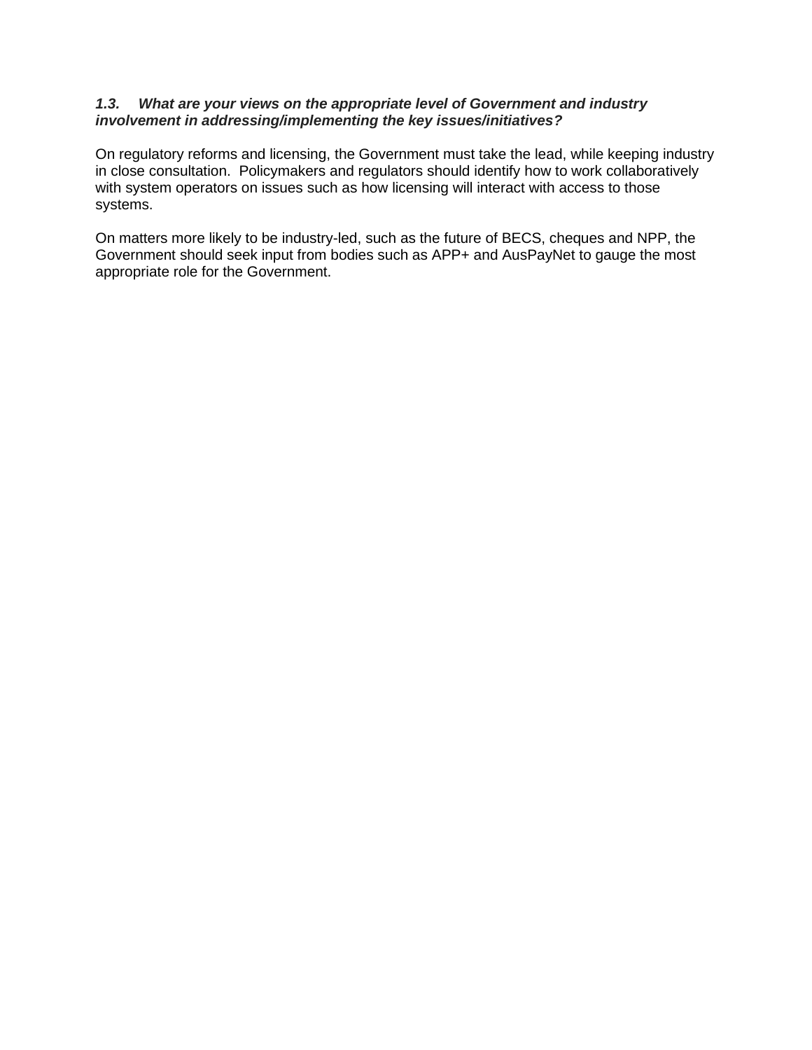***1.3. What are your views on the appropriate level of Government and industry involvement in addressing/implementing the key issues/initiatives?***

On regulatory reforms and licensing, the Government must take the lead, while keeping industry in close consultation. Policymakers and regulators should identify how to work collaboratively with system operators on issues such as how licensing will interact with access to those systems.

On matters more likely to be industry-led, such as the future of BECS, cheques and NPP, the Government should seek input from bodies such as APP+ and AusPayNet to gauge the most appropriate role for the Government.